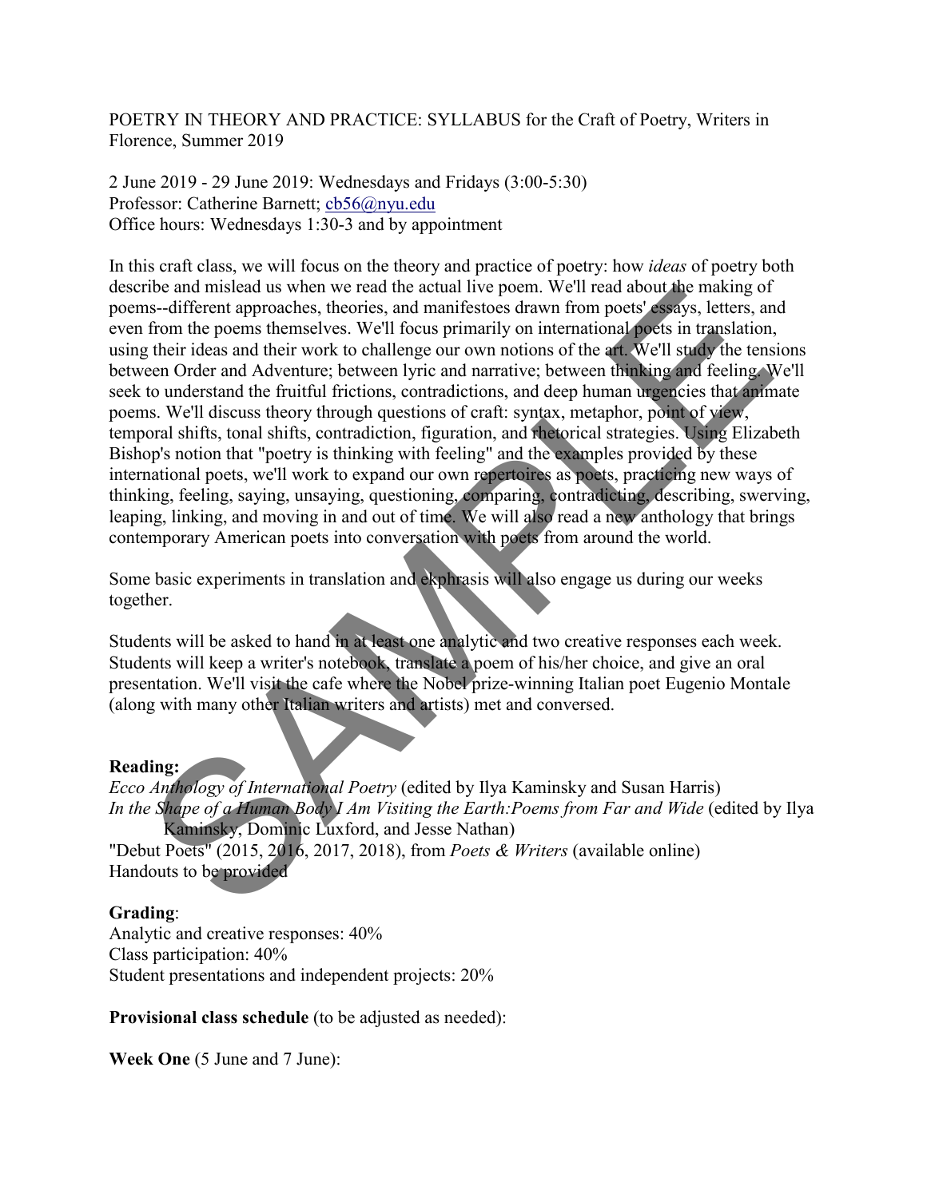POETRY IN THEORY AND PRACTICE: SYLLABUS for the Craft of Poetry, Writers in Florence, Summer 2019

2 June 2019 - 29 June 2019: Wednesdays and Fridays (3:00-5:30)
Professor: Catherine Barnett; cb56@nyu.edu
Office hours: Wednesdays 1:30-3 and by appointment

In this craft class, we will focus on the theory and practice of poetry: how *ideas* of poetry both describe and mislead us when we read the actual live poem. We'll read about the making of poems--different approaches, theories, and manifestoes drawn from poets' essays, letters, and even from the poems themselves. We'll focus primarily on international poets in translation, using their ideas and their work to challenge our own notions of the art. We'll study the tensions between Order and Adventure; between lyric and narrative; between thinking and feeling. We'll seek to understand the fruitful frictions, contradictions, and deep human urgencies that animate poems. We'll discuss theory through questions of craft: syntax, metaphor, point of view, temporal shifts, tonal shifts, contradiction, figuration, and rhetorical strategies. Using Elizabeth Bishop's notion that "poetry is thinking with feeling" and the examples provided by these international poets, we'll work to expand our own repertoires as poets, practicing new ways of thinking, feeling, saying, unsaying, questioning, comparing, contradicting, describing, swerving, leaping, linking, and moving in and out of time. We will also read a new anthology that brings contemporary American poets into conversation with poets from around the world.

Some basic experiments in translation and ekphrasis will also engage us during our weeks together.

Students will be asked to hand in at least one analytic and two creative responses each week. Students will keep a writer's notebook, translate a poem of his/her choice, and give an oral presentation. We'll visit the cafe where the Nobel prize-winning Italian poet Eugenio Montale (along with many other Italian writers and artists) met and conversed.

**Reading:**
*Ecco Anthology of International Poetry* (edited by Ilya Kaminsky and Susan Harris)
*In the Shape of a Human Body I Am Visiting the Earth: Poems from Far and Wide* (edited by Ilya Kaminsky, Dominic Luxford, and Jesse Nathan)
"Debut Poets" (2015, 2016, 2017, 2018), from *Poets & Writers* (available online)
Handouts to be provided

**Grading**:
Analytic and creative responses: 40%
Class participation: 40%
Student presentations and independent projects: 20%

**Provisional class schedule** (to be adjusted as needed):

**Week One** (5 June and 7 June):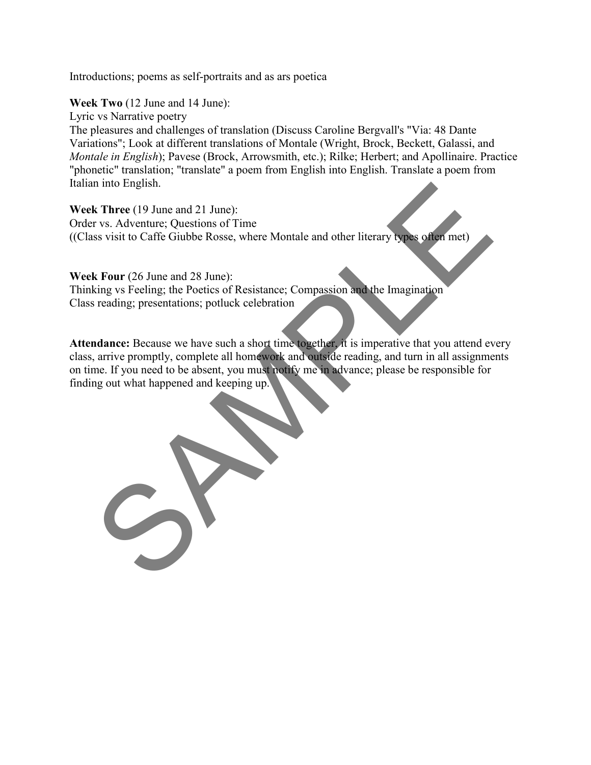Introductions; poems as self-portraits and as ars poetica

**Week Two** (12 June and 14 June):
Lyric vs Narrative poetry
The pleasures and challenges of translation (Discuss Caroline Bergvall's "Via: 48 Dante Variations"; Look at different translations of Montale (Wright, Brock, Beckett, Galassi, and *Montale in English*); Pavese (Brock, Arrowsmith, etc.); Rilke; Herbert; and Apollinaire. Practice "phonetic" translation; "translate" a poem from English into English. Translate a poem from Italian into English.

**Week Three** (19 June and 21 June):
Order vs. Adventure; Questions of Time
((Class visit to Caffe Giubbe Rosse, where Montale and other literary types often met)

**Week Four** (26 June and 28 June):
Thinking vs Feeling; the Poetics of Resistance; Compassion and the Imagination
Class reading; presentations; potluck celebration

**Attendance:** Because we have such a short time together, it is imperative that you attend every class, arrive promptly, complete all homework and outside reading, and turn in all assignments on time. If you need to be absent, you must notify me in advance; please be responsible for finding out what happened and keeping up.